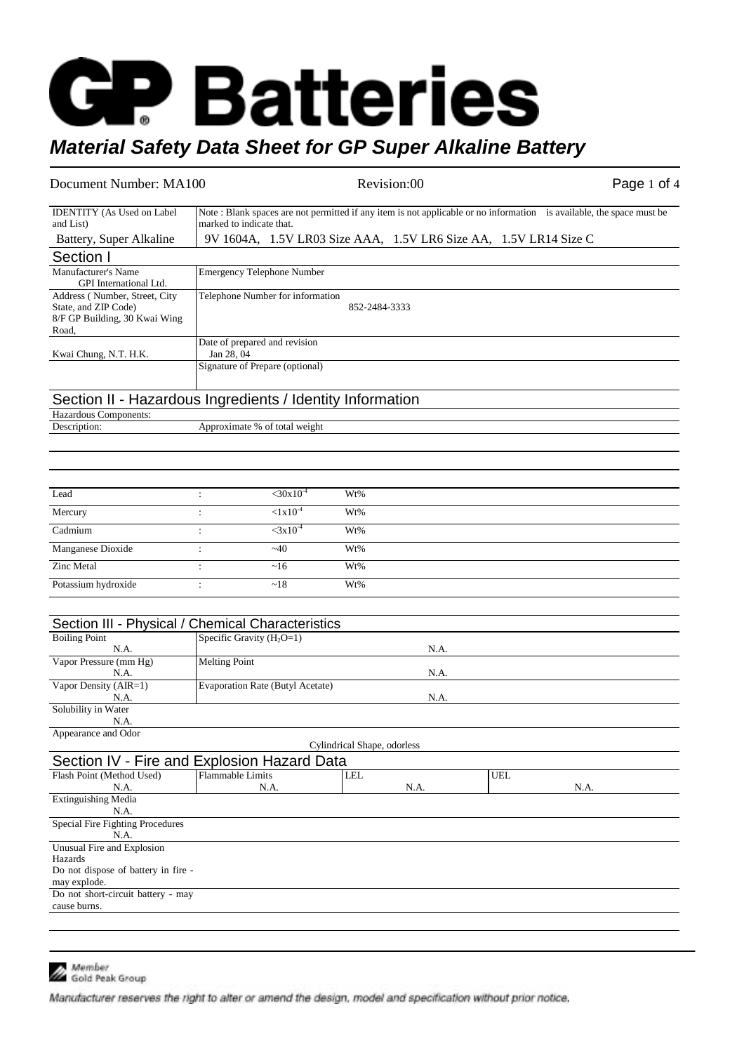# GP Batteries

## *Material Safety Data Sheet for GP Super Alkaline Battery*

Document Number: MA100 | Revision:00

| IDENTITY (As Used on Label and List) | Note : Blank spaces are not permitted if any item is not applicable or no information is available, the space must be marked to indicate that. |
|---|---|
| Battery, Super Alkaline | 9V 1604A, 1.5V LR03 Size AAA, 1.5V LR6 Size AA, 1.5V LR14 Size C |

## Section I

| Manufacturer's Name<br>GPI International Ltd. | Emergency Telephone Number |
|---|---|
| Address ( Number, Street, City State, and ZIP Code)<br>8/F GP Building, 30 Kwai Wing Road, | Telephone Number for information<br>852-2484-3333 |
| Kwai Chung, N.T. H.K. | Date of prepared and revision<br>Jan 28, 04 |
| | Signature of Prepare (optional) |

## Section II - Hazardous Ingredients / Identity Information

Hazardous Components:

| Description: | | Approximate % of total weight | |
|---|---|---|---|
| Lead | : | $<30x10^{-4}$ | Wt% |
| Mercury | : | $<1x10^{-4}$ | Wt% |
| Cadmium | : | $<3x10^{-4}$ | Wt% |
| Manganese Dioxide | : | ~40 | Wt% |
| Zinc Metal | : | ~16 | Wt% |
| Potassium hydroxide | : | ~18 | Wt% |

## Section III - Physical / Chemical Characteristics

| Boiling Point<br>N.A. | Specific Gravity ($H_2O$=1)<br>N.A. |
|---|---|
| Vapor Pressure (mm Hg)<br>N.A. | Melting Point<br>N.A. |
| Vapor Density (AIR=1)<br>N.A. | Evaporation Rate (Butyl Acetate)<br>N.A. |
| Solubility in Water<br>N.A. | |

Appearance and Odor

Cylindrical Shape, odorless

## Section IV - Fire and Explosion Hazard Data

| Flash Point (Method Used)<br>N.A. | Flammable Limits<br>N.A. | LEL<br>N.A. | UEL<br>N.A. |
|---|---|---|---|

Extinguishing Media
N.A.

Special Fire Fighting Procedures
N.A.

Unusual Fire and Explosion Hazards

Do not dispose of battery in fire - may explode.

Do not short-circuit battery - may cause burns.

Member Gold Peak Group

Manufacturer reserves the right to alter or amend the design, model and specification without prior notice.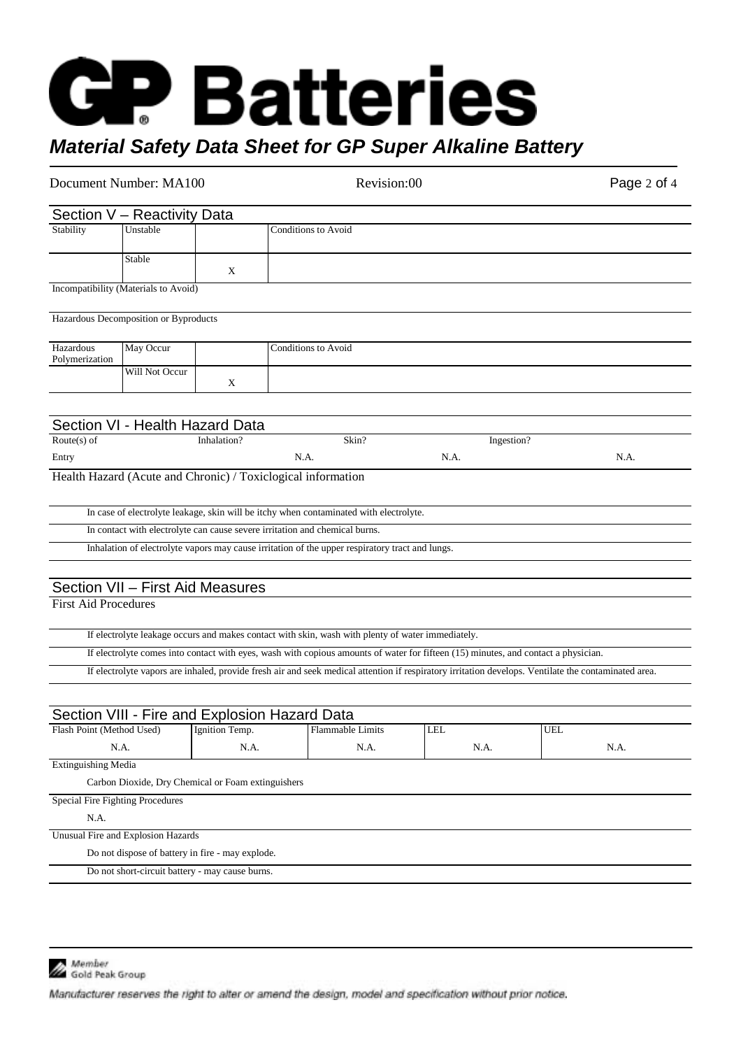# GP Batteries

## *Material Safety Data Sheet for GP Super Alkaline Battery*

Document Number: MA100 | Revision:00

## Section V – Reactivity Data

| Stability | | | Conditions to Avoid |
|---|---|---|---|
| | Unstable | | |
| | Stable | X | |

Incompatibility (Materials to Avoid)

Hazardous Decomposition or Byproducts

| Hazardous Polymerization | | | Conditions to Avoid |
|---|---|---|---|
| | May Occur | | |
| | Will Not Occur | X | |

## Section VI - Health Hazard Data

| Route(s) of Entry | Inhalation? | Skin? | Ingestion? |
|---|---|---|---|
| | N.A. | N.A. | N.A. |

Health Hazard (Acute and Chronic) / Toxicological information

In case of electrolyte leakage, skin will be itchy when contaminated with electrolyte.

In contact with electrolyte can cause severe irritation and chemical burns.

Inhalation of electrolyte vapors may cause irritation of the upper respiratory tract and lungs.

## Section VII – First Aid Measures

First Aid Procedures

If electrolyte leakage occurs and makes contact with skin, wash with plenty of water immediately.

If electrolyte comes into contact with eyes, wash with copious amounts of water for fifteen (15) minutes, and contact a physician.

If electrolyte vapors are inhaled, provide fresh air and seek medical attention if respiratory irritation develops. Ventilate the contaminated area.

## Section VIII - Fire and Explosion Hazard Data

| Flash Point (Method Used) | Ignition Temp. | Flammable Limits | LEL | UEL |
|---|---|---|---|---|
| N.A. | N.A. | N.A. | N.A. | N.A. |

Extinguishing Media

Carbon Dioxide, Dry Chemical or Foam extinguishers

Special Fire Fighting Procedures

N.A.

Unusual Fire and Explosion Hazards

Do not dispose of battery in fire - may explode.

Do not short-circuit battery - may cause burns.

Member Gold Peak Group

Manufacturer reserves the right to alter or amend the design, model and specification without prior notice.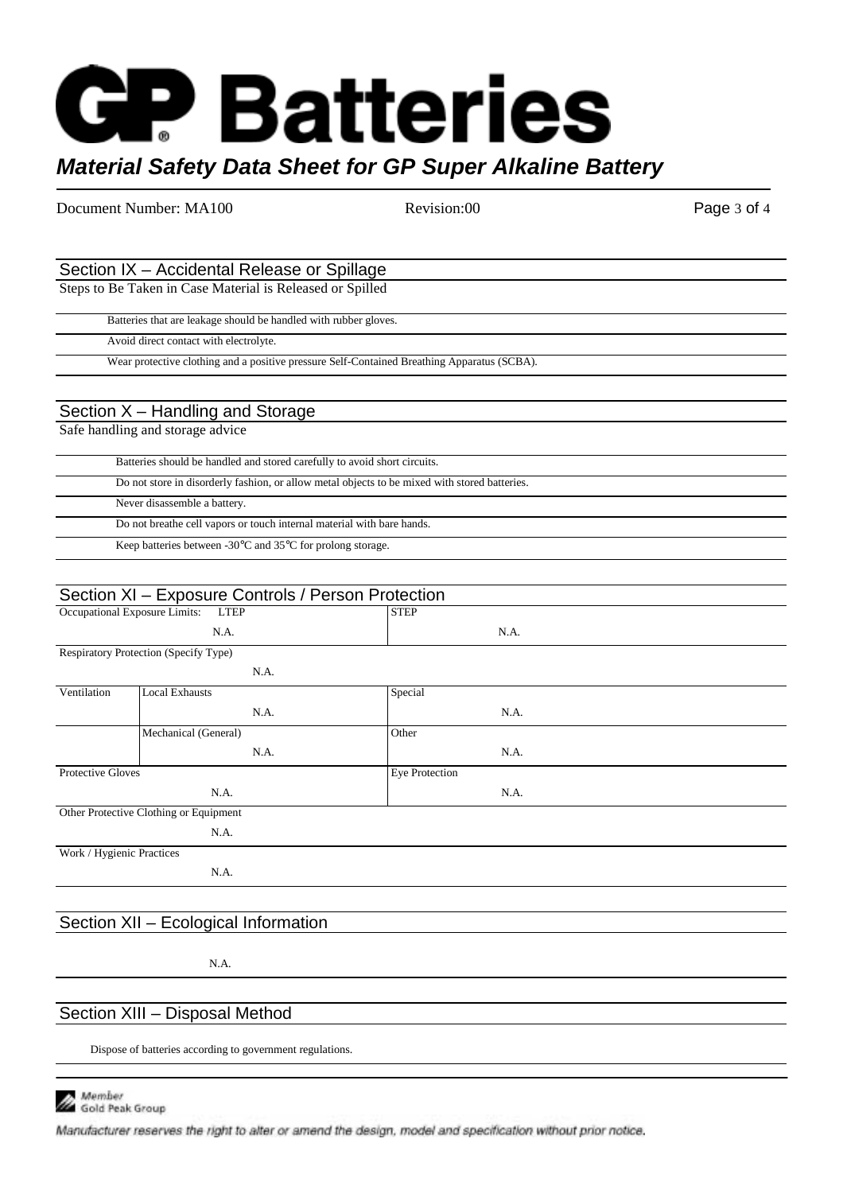## Section IX – Accidental Release or Spillage

Steps to Be Taken in Case Material is Released or Spilled

- Batteries that are leakage should be handled with rubber gloves.
- Avoid direct contact with electrolyte.
- Wear protective clothing and a positive pressure Self-Contained Breathing Apparatus (SCBA).

## Section X – Handling and Storage

Safe handling and storage advice

- Batteries should be handled and stored carefully to avoid short circuits.
- Do not store in disorderly fashion, or allow metal objects to be mixed with stored batteries.
- Never disassemble a battery.
- Do not breathe cell vapors or touch internal material with bare hands.
- Keep batteries between -30℃ and 35℃ for prolong storage.

## Section XI – Exposure Controls / Person Protection

| Occupational Exposure Limits: LTEP | | STEP |
|---|---|---|
| N.A. | | N.A. |
| Respiratory Protection (Specify Type) | | |
| N.A. | | |
| Ventilation | Local Exhausts | Special |
| | N.A. | N.A. |
| | Mechanical (General) | Other |
| | N.A. | N.A. |
| Protective Gloves | | Eye Protection |
| N.A. | | N.A. |
| Other Protective Clothing or Equipment | | |
| N.A. | | |
| Work / Hygienic Practices | | |
| N.A. | | |

## Section XII – Ecological Information

N.A.

## Section XIII – Disposal Method

Dispose of batteries according to government regulations.

Member Gold Peak Group

Manufacturer reserves the right to alter or amend the design, model and specification without prior notice.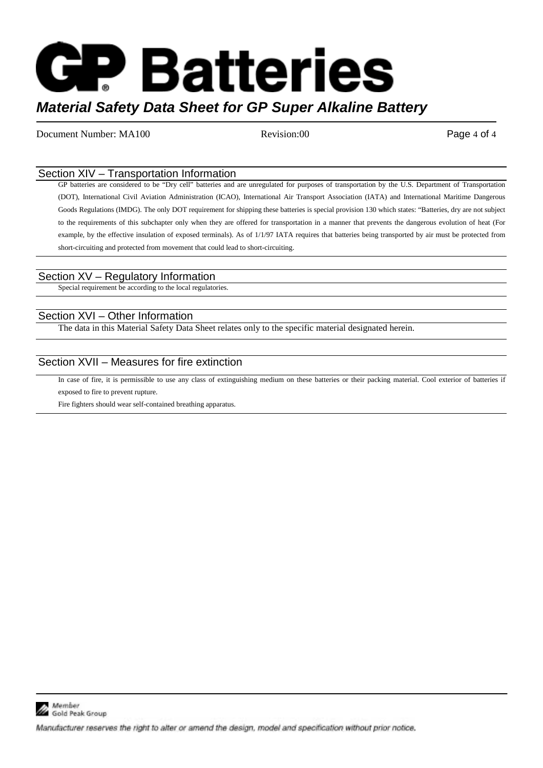## Section XIV – Transportation Information

GP batteries are considered to be "Dry cell" batteries and are unregulated for purposes of transportation by the U.S. Department of Transportation (DOT), International Civil Aviation Administration (ICAO), International Air Transport Association (IATA) and International Maritime Dangerous Goods Regulations (IMDG). The only DOT requirement for shipping these batteries is special provision 130 which states: "Batteries, dry are not subject to the requirements of this subchapter only when they are offered for transportation in a manner that prevents the dangerous evolution of heat (For example, by the effective insulation of exposed terminals). As of 1/1/97 IATA requires that batteries being transported by air must be protected from short-circuiting and protected from movement that could lead to short-circuiting.

## Section XV – Regulatory Information

Special requirement be according to the local regulatories.

## Section XVI – Other Information

The data in this Material Safety Data Sheet relates only to the specific material designated herein.

## Section XVII – Measures for fire extinction

In case of fire, it is permissible to use any class of extinguishing medium on these batteries or their packing material. Cool exterior of batteries if exposed to fire to prevent rupture.

Fire fighters should wear self-contained breathing apparatus.